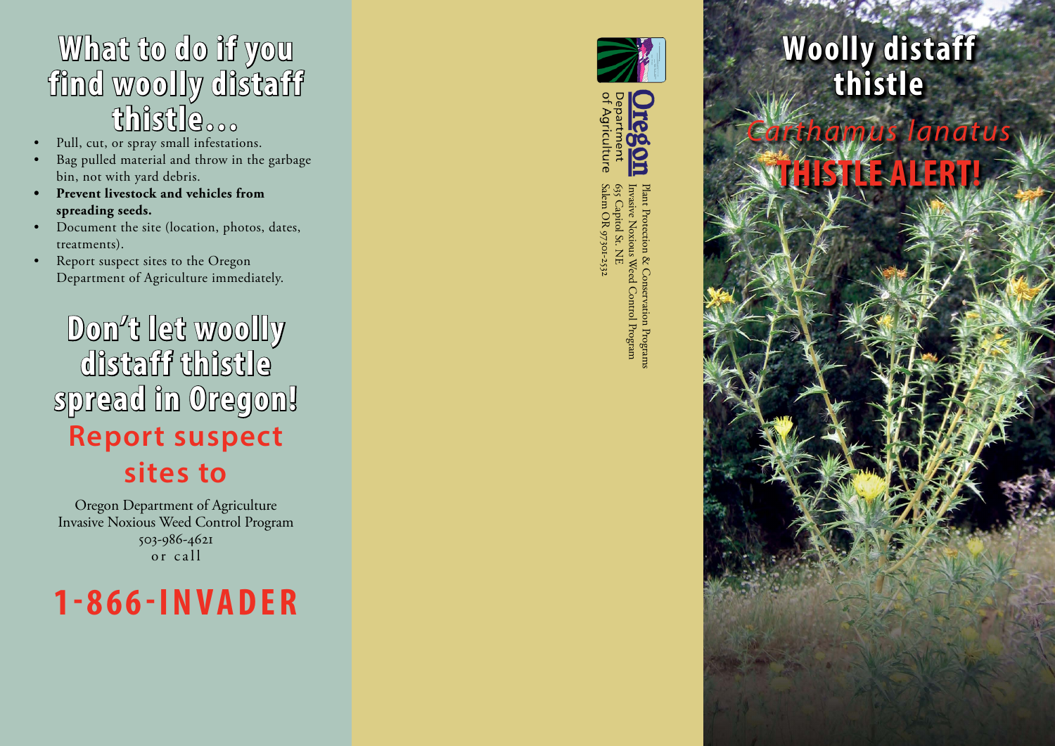## What to do if you find woolly distaff thistle...

- Pull, cut, or spray small infestations.
- Bag pulled material and throw in the garbage bin, not with yard debris.
- **Prevent livestock and vehicles from spreading seeds.**
- Document the site (location, photos, dates, treatments).
- Report suspect sites to the Oregon Department of Agriculture immediately.

## Don't let woolly distaff thistle spread in Oregon!

### Report suspect sites to

Oregon Department of Agriculture
Invasive Noxious Weed Control Program
503-986-4621
or call

# 1-866-INVADER

Oregon Department of Agriculture

Plant Protection & Conservation Programs
Invasive Noxious Weed Control Program
635 Capitol St. NE
Salem OR 97301-2532

# Woolly distaff thistle

*Carthamus lanatus*

**THISTLE ALERT!**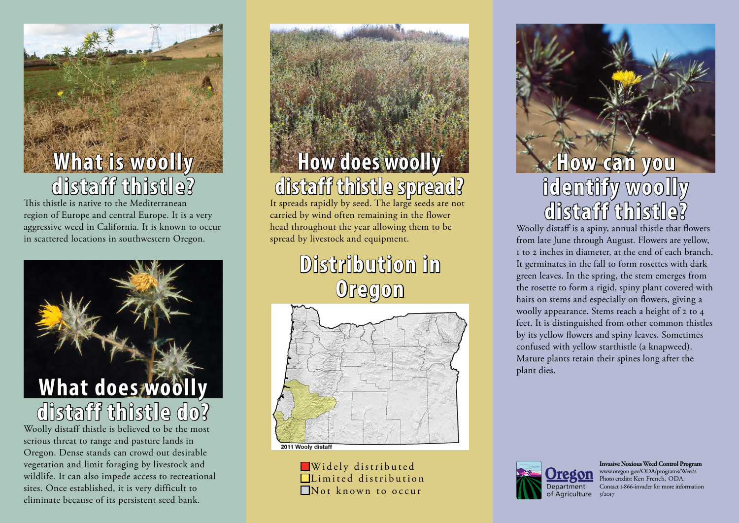## What is woolly distaff thistle?

This thistle is native to the Mediterranean region of Europe and central Europe. It is a very aggressive weed in California. It is known to occur in scattered locations in southwestern Oregon.

## What does woolly distaff thistle do?

Woolly distaff thistle is believed to be the most serious threat to range and pasture lands in Oregon. Dense stands can crowd out desirable vegetation and limit foraging by livestock and wildlife. It can also impede access to recreational sites. Once established, it is very difficult to eliminate because of its persistent seed bank.

## How does woolly distaff thistle spread?

It spreads rapidly by seed. The large seeds are not carried by wind often remaining in the flower head throughout the year allowing them to be spread by livestock and equipment.

## Distribution in Oregon

2011 Wooly distaff

- Widely distributed
- Limited distribution
- Not known to occur

## How can you identify woolly distaff thistle?

Woolly distaff is a spiny, annual thistle that flowers from late June through August. Flowers are yellow, 1 to 2 inches in diameter, at the end of each branch. It germinates in the fall to form rosettes with dark green leaves. In the spring, the stem emerges from the rosette to form a rigid, spiny plant covered with hairs on stems and especially on flowers, giving a woolly appearance. Stems reach a height of 2 to 4 feet. It is distinguished from other common thistles by its yellow flowers and spiny leaves. Sometimes confused with yellow starthistle (a knapweed). Mature plants retain their spines long after the plant dies.

Oregon Department of Agriculture

**Invasive Noxious Weed Control Program**
www.oregon.gov/ODA/programs/Weeds
Photo credits: Ken French, ODA.
Contact 1-866-invader for more information
5/2017